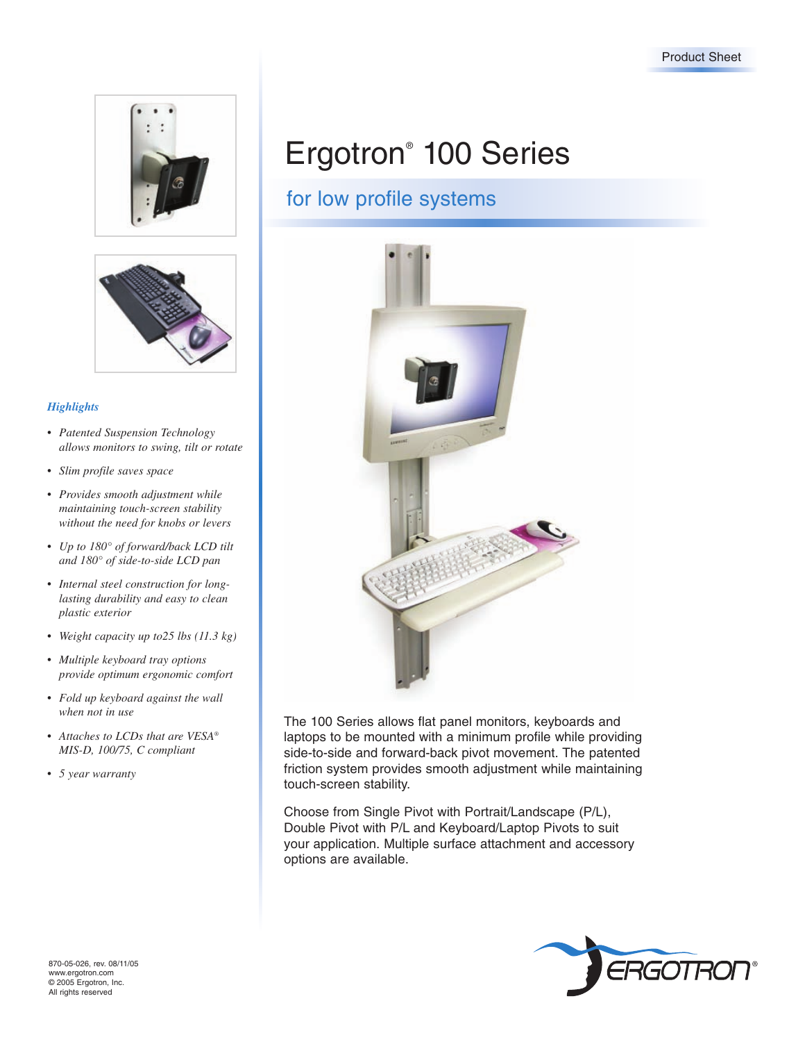Product Sheet

# Ergotron® 100 Series

## for low profile systems

*Highlights*

- *Patented Suspension Technology allows monitors to swing, tilt or rotate*
- *Slim profile saves space*
- *Provides smooth adjustment while maintaining touch-screen stability without the need for knobs or levers*
- *Up to 180° of forward/back LCD tilt and 180° of side-to-side LCD pan*
- *Internal steel construction for long-lasting durability and easy to clean plastic exterior*
- *Weight capacity up to25 lbs (11.3 kg)*
- *Multiple keyboard tray options provide optimum ergonomic comfort*
- *Fold up keyboard against the wall when not in use*
- *Attaches to LCDs that are VESA® MIS-D, 100/75, C compliant*
- *5 year warranty*

The 100 Series allows flat panel monitors, keyboards and laptops to be mounted with a minimum profile while providing side-to-side and forward-back pivot movement. The patented friction system provides smooth adjustment while maintaining touch-screen stability.

Choose from Single Pivot with Portrait/Landscape (P/L), Double Pivot with P/L and Keyboard/Laptop Pivots to suit your application. Multiple surface attachment and accessory options are available.

870-05-026, rev. 08/11/05
www.ergotron.com
© 2005 Ergotron, Inc.
All rights reserved

ERGOTRON®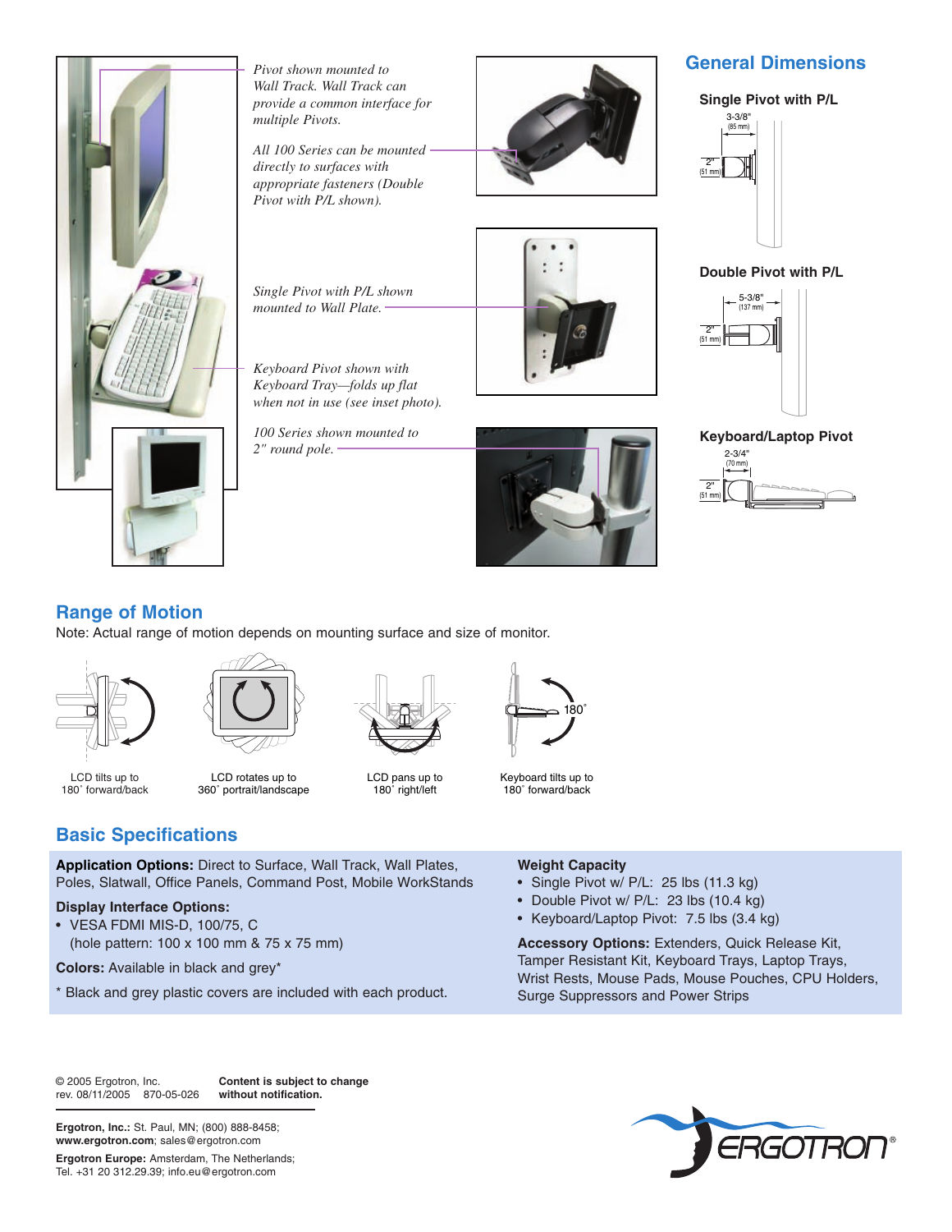*Pivot shown mounted to Wall Track. Wall Track can provide a common interface for multiple Pivots.*

*All 100 Series can be mounted directly to surfaces with appropriate fasteners (Double Pivot with P/L shown).*

*Single Pivot with P/L shown mounted to Wall Plate.*

*Keyboard Pivot shown with Keyboard Tray—folds up flat when not in use (see inset photo).*

*100 Series shown mounted to 2" round pole.*

## General Dimensions

### Single Pivot with P/L

3-3/8"
(85 mm)

2"
(51 mm)

### Double Pivot with P/L

5-3/8"
(137 mm)

2"
(51 mm)

### Keyboard/Laptop Pivot

2-3/4"
(70 mm)

2"
(51 mm)

## Range of Motion

Note: Actual range of motion depends on mounting surface and size of monitor.

LCD tilts up to 180˚ forward/back

LCD rotates up to 360˚ portrait/landscape

LCD pans up to 180˚ right/left

180˚

Keyboard tilts up to 180˚ forward/back

## Basic Specifications

**Application Options:** Direct to Surface, Wall Track, Wall Plates, Poles, Slatwall, Office Panels, Command Post, Mobile WorkStands

**Display Interface Options:**
- VESA FDMI MIS-D, 100/75, C
  (hole pattern: 100 x 100 mm & 75 x 75 mm)

**Colors:** Available in black and grey*

* Black and grey plastic covers are included with each product.

**Weight Capacity**
- Single Pivot w/ P/L: 25 lbs (11.3 kg)
- Double Pivot w/ P/L: 23 lbs (10.4 kg)
- Keyboard/Laptop Pivot: 7.5 lbs (3.4 kg)

**Accessory Options:** Extenders, Quick Release Kit, Tamper Resistant Kit, Keyboard Trays, Laptop Trays, Wrist Rests, Mouse Pads, Mouse Pouches, CPU Holders, Surge Suppressors and Power Strips

© 2005 Ergotron, Inc.
rev. 08/11/2005 870-05-026

**Content is subject to change without notification.**

**Ergotron, Inc.:** St. Paul, MN; (800) 888-8458;
**www.ergotron.com**; sales@ergotron.com

**Ergotron Europe:** Amsterdam, The Netherlands;
Tel. +31 20 312.29.39; info.eu@ergotron.com

ERGOTRON®